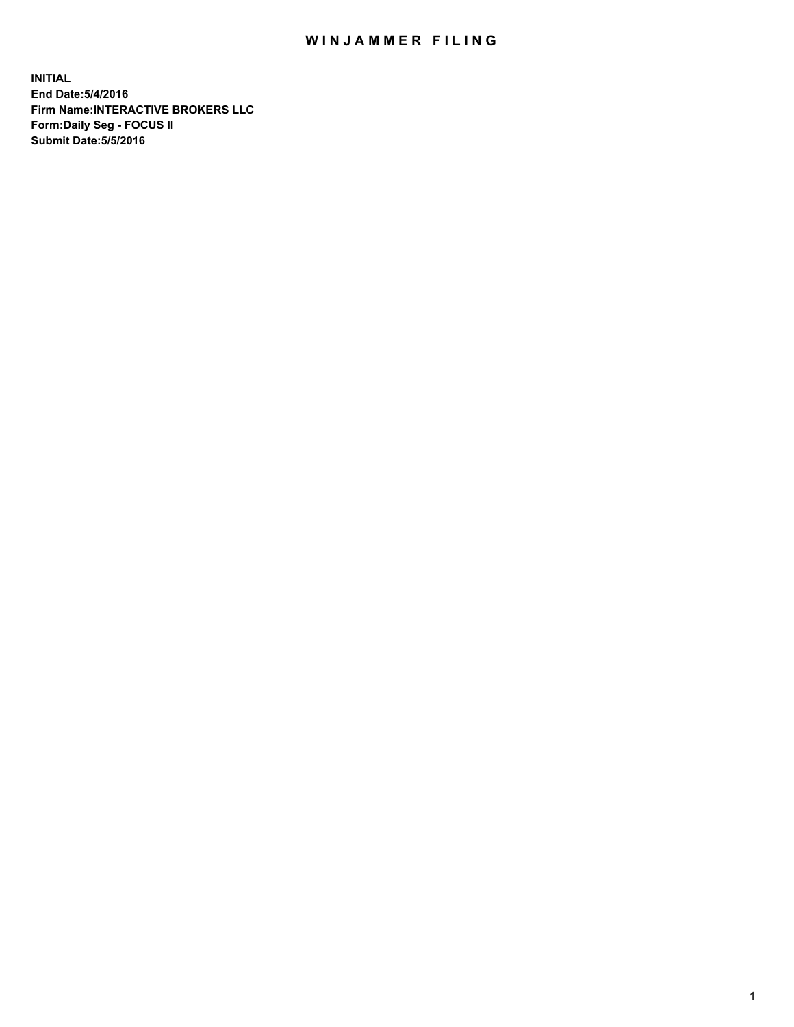# WINJAMMER FILING

**INITIAL**
**End Date:5/4/2016**
**Firm Name:INTERACTIVE BROKERS LLC**
**Form:Daily Seg - FOCUS II**
**Submit Date:5/5/2016**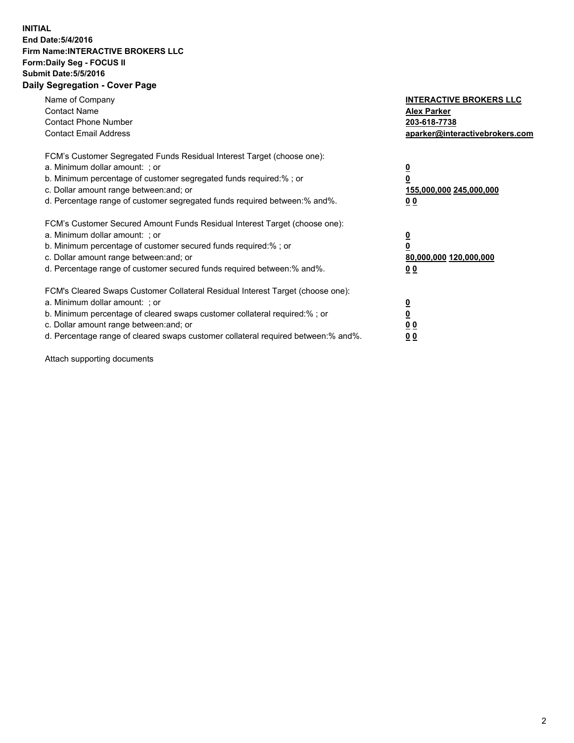**INITIAL**
**End Date:5/4/2016**
**Firm Name:INTERACTIVE BROKERS LLC**
**Form:Daily Seg - FOCUS II**
**Submit Date:5/5/2016**

## Daily Segregation - Cover Page

| | |
|---|---|
| Name of Company | **INTERACTIVE BROKERS LLC** |
| Contact Name | **Alex Parker** |
| Contact Phone Number | **203-618-7738** |
| Contact Email Address | **aparker@interactivebrokers.com** |

FCM's Customer Segregated Funds Residual Interest Target (choose one):

| | |
|---|---|
| a. Minimum dollar amount: ; or | **0** |
| b. Minimum percentage of customer segregated funds required:% ; or | **0** |
| c. Dollar amount range between:and; or | **155,000,000 245,000,000** |
| d. Percentage range of customer segregated funds required between:% and%. | **0 0** |

FCM's Customer Secured Amount Funds Residual Interest Target (choose one):

| | |
|---|---|
| a. Minimum dollar amount: ; or | **0** |
| b. Minimum percentage of customer secured funds required:% ; or | **0** |
| c. Dollar amount range between:and; or | **80,000,000 120,000,000** |
| d. Percentage range of customer secured funds required between:% and%. | **0 0** |

FCM's Cleared Swaps Customer Collateral Residual Interest Target (choose one):

| | |
|---|---|
| a. Minimum dollar amount: ; or | **0** |
| b. Minimum percentage of cleared swaps customer collateral required:% ; or | **0** |
| c. Dollar amount range between:and; or | **0 0** |
| d. Percentage range of cleared swaps customer collateral required between:% and%. | **0 0** |

Attach supporting documents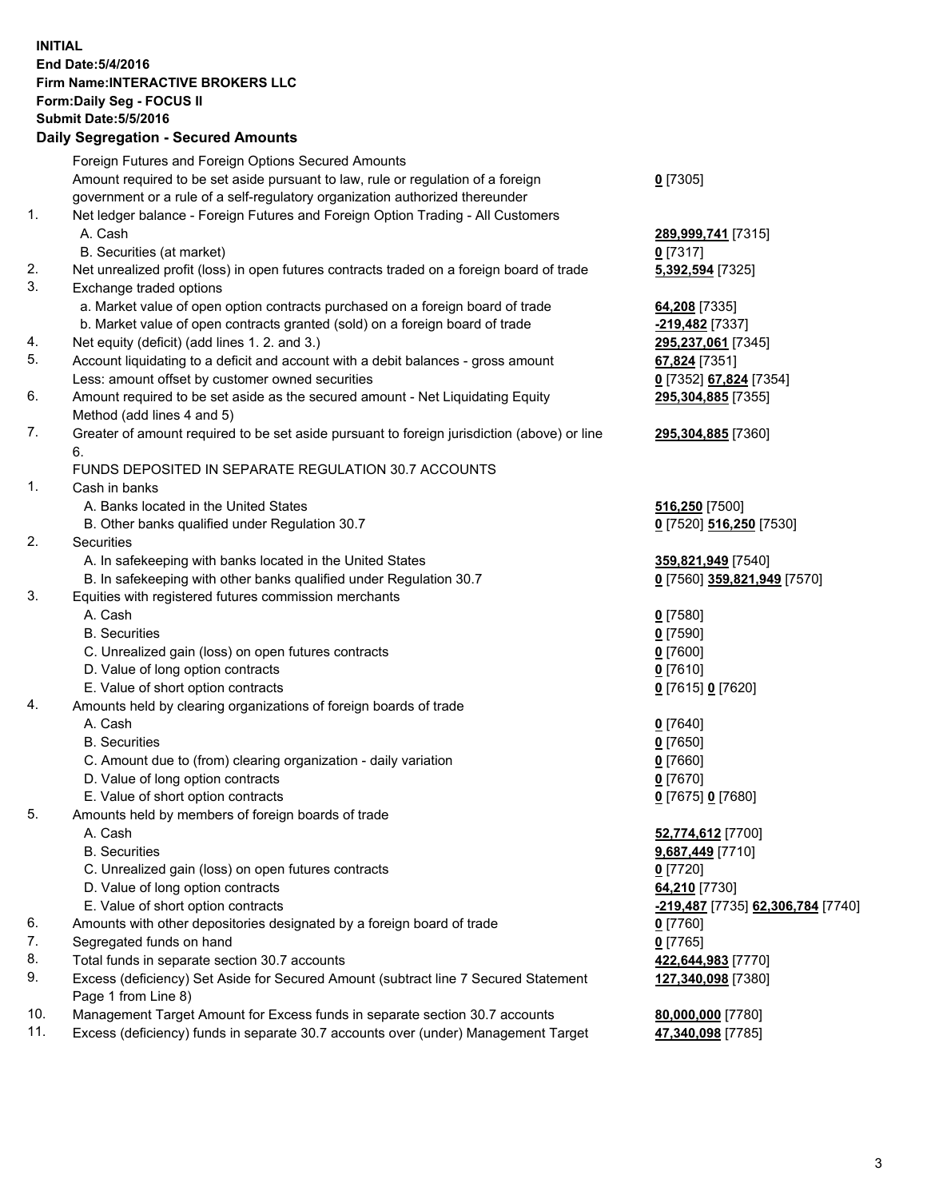**INITIAL**
**End Date:5/4/2016**
**Firm Name:INTERACTIVE BROKERS LLC**
**Form:Daily Seg - FOCUS II**
**Submit Date:5/5/2016**

## Daily Segregation - Secured Amounts

| | | |
|---|---|---|
| | Foreign Futures and Foreign Options Secured Amounts | |
| | Amount required to be set aside pursuant to law, rule or regulation of a foreign government or a rule of a self-regulatory organization authorized thereunder | **0** [7305] |
| 1. | Net ledger balance - Foreign Futures and Foreign Option Trading - All Customers | |
| | A. Cash | **289,999,741** [7315] |
| | B. Securities (at market) | **0** [7317] |
| 2. | Net unrealized profit (loss) in open futures contracts traded on a foreign board of trade | **5,392,594** [7325] |
| 3. | Exchange traded options | |
| | a. Market value of open option contracts purchased on a foreign board of trade | **64,208** [7335] |
| | b. Market value of open contracts granted (sold) on a foreign board of trade | **-219,482** [7337] |
| 4. | Net equity (deficit) (add lines 1. 2. and 3.) | **295,237,061** [7345] |
| 5. | Account liquidating to a deficit and account with a debit balances - gross amount | **67,824** [7351] |
| | Less: amount offset by customer owned securities | **0** [7352] **67,824** [7354] |
| 6. | Amount required to be set aside as the secured amount - Net Liquidating Equity Method (add lines 4 and 5) | **295,304,885** [7355] |
| 7. | Greater of amount required to be set aside pursuant to foreign jurisdiction (above) or line 6. | **295,304,885** [7360] |
| | FUNDS DEPOSITED IN SEPARATE REGULATION 30.7 ACCOUNTS | |
| 1. | Cash in banks | |
| | A. Banks located in the United States | **516,250** [7500] |
| | B. Other banks qualified under Regulation 30.7 | **0** [7520] **516,250** [7530] |
| 2. | Securities | |
| | A. In safekeeping with banks located in the United States | **359,821,949** [7540] |
| | B. In safekeeping with other banks qualified under Regulation 30.7 | **0** [7560] **359,821,949** [7570] |
| 3. | Equities with registered futures commission merchants | |
| | A. Cash | **0** [7580] |
| | B. Securities | **0** [7590] |
| | C. Unrealized gain (loss) on open futures contracts | **0** [7600] |
| | D. Value of long option contracts | **0** [7610] |
| | E. Value of short option contracts | **0** [7615] **0** [7620] |
| 4. | Amounts held by clearing organizations of foreign boards of trade | |
| | A. Cash | **0** [7640] |
| | B. Securities | **0** [7650] |
| | C. Amount due to (from) clearing organization - daily variation | **0** [7660] |
| | D. Value of long option contracts | **0** [7670] |
| | E. Value of short option contracts | **0** [7675] **0** [7680] |
| 5. | Amounts held by members of foreign boards of trade | |
| | A. Cash | **52,774,612** [7700] |
| | B. Securities | **9,687,449** [7710] |
| | C. Unrealized gain (loss) on open futures contracts | **0** [7720] |
| | D. Value of long option contracts | **64,210** [7730] |
| | E. Value of short option contracts | **-219,487** [7735] **62,306,784** [7740] |
| 6. | Amounts with other depositories designated by a foreign board of trade | **0** [7760] |
| 7. | Segregated funds on hand | **0** [7765] |
| 8. | Total funds in separate section 30.7 accounts | **422,644,983** [7770] |
| 9. | Excess (deficiency) Set Aside for Secured Amount (subtract line 7 Secured Statement Page 1 from Line 8) | **127,340,098** [7380] |
| 10. | Management Target Amount for Excess funds in separate section 30.7 accounts | **80,000,000** [7780] |
| 11. | Excess (deficiency) funds in separate 30.7 accounts over (under) Management Target | **47,340,098** [7785] |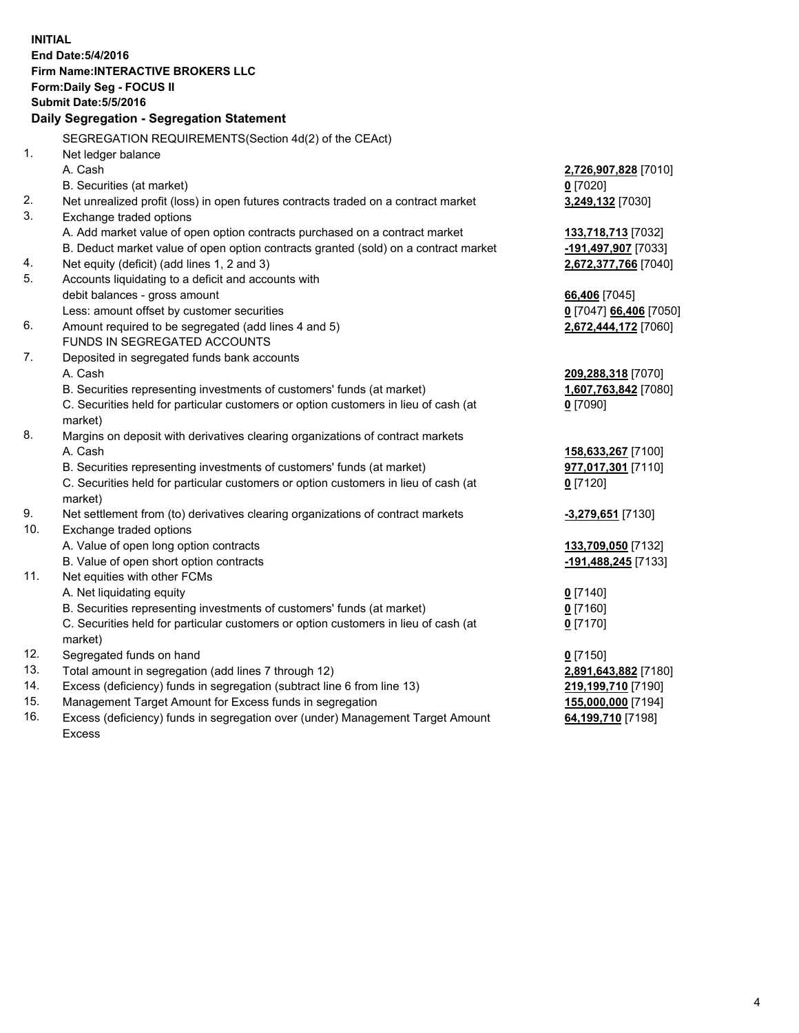**INITIAL**
**End Date:5/4/2016**
**Firm Name:INTERACTIVE BROKERS LLC**
**Form:Daily Seg - FOCUS II**
**Submit Date:5/5/2016**

**Daily Segregation - Segregation Statement**

SEGREGATION REQUIREMENTS(Section 4d(2) of the CEAct)

| | | |
|---|---|---|
| 1. | Net ledger balance | |
| | A. Cash | **2,726,907,828** [7010] |
| | B. Securities (at market) | **0** [7020] |
| 2. | Net unrealized profit (loss) in open futures contracts traded on a contract market | **3,249,132** [7030] |
| 3. | Exchange traded options | |
| | A. Add market value of open option contracts purchased on a contract market | **133,718,713** [7032] |
| | B. Deduct market value of open option contracts granted (sold) on a contract market | **-191,497,907** [7033] |
| 4. | Net equity (deficit) (add lines 1, 2 and 3) | **2,672,377,766** [7040] |
| 5. | Accounts liquidating to a deficit and accounts with | |
| | debit balances - gross amount | **66,406** [7045] |
| | Less: amount offset by customer securities | **0** [7047] **66,406** [7050] |
| 6. | Amount required to be segregated (add lines 4 and 5) | **2,672,444,172** [7060] |
| | FUNDS IN SEGREGATED ACCOUNTS | |
| 7. | Deposited in segregated funds bank accounts | |
| | A. Cash | **209,288,318** [7070] |
| | B. Securities representing investments of customers' funds (at market) | **1,607,763,842** [7080] |
| | C. Securities held for particular customers or option customers in lieu of cash (at market) | **0** [7090] |
| 8. | Margins on deposit with derivatives clearing organizations of contract markets | |
| | A. Cash | **158,633,267** [7100] |
| | B. Securities representing investments of customers' funds (at market) | **977,017,301** [7110] |
| | C. Securities held for particular customers or option customers in lieu of cash (at market) | **0** [7120] |
| 9. | Net settlement from (to) derivatives clearing organizations of contract markets | **-3,279,651** [7130] |
| 10. | Exchange traded options | |
| | A. Value of open long option contracts | **133,709,050** [7132] |
| | B. Value of open short option contracts | **-191,488,245** [7133] |
| 11. | Net equities with other FCMs | |
| | A. Net liquidating equity | **0** [7140] |
| | B. Securities representing investments of customers' funds (at market) | **0** [7160] |
| | C. Securities held for particular customers or option customers in lieu of cash (at market) | **0** [7170] |
| 12. | Segregated funds on hand | **0** [7150] |
| 13. | Total amount in segregation (add lines 7 through 12) | **2,891,643,882** [7180] |
| 14. | Excess (deficiency) funds in segregation (subtract line 6 from line 13) | **219,199,710** [7190] |
| 15. | Management Target Amount for Excess funds in segregation | **155,000,000** [7194] |
| 16. | Excess (deficiency) funds in segregation over (under) Management Target Amount Excess | **64,199,710** [7198] |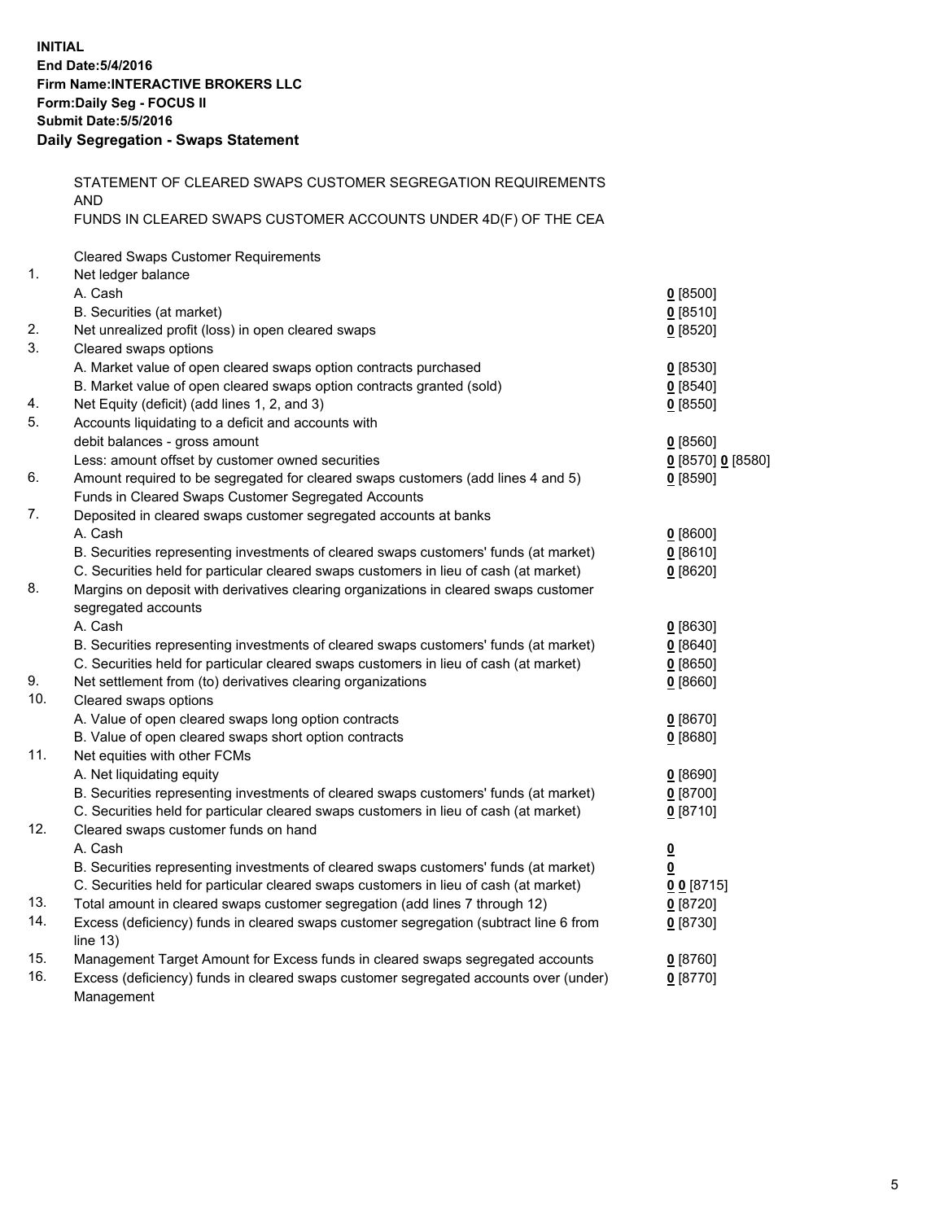**INITIAL**
**End Date:5/4/2016**
**Firm Name:INTERACTIVE BROKERS LLC**
**Form:Daily Seg - FOCUS II**
**Submit Date:5/5/2016**
**Daily Segregation - Swaps Statement**

STATEMENT OF CLEARED SWAPS CUSTOMER SEGREGATION REQUIREMENTS AND FUNDS IN CLEARED SWAPS CUSTOMER ACCOUNTS UNDER 4D(F) OF THE CEA

| | | |
|---|---|---|
| | Cleared Swaps Customer Requirements | |
| 1. | Net ledger balance | |
| | A. Cash | 0 [8500] |
| | B. Securities (at market) | 0 [8510] |
| 2. | Net unrealized profit (loss) in open cleared swaps | 0 [8520] |
| 3. | Cleared swaps options | |
| | A. Market value of open cleared swaps option contracts purchased | 0 [8530] |
| | B. Market value of open cleared swaps option contracts granted (sold) | 0 [8540] |
| 4. | Net Equity (deficit) (add lines 1, 2, and 3) | 0 [8550] |
| 5. | Accounts liquidating to a deficit and accounts with | |
| | debit balances - gross amount | 0 [8560] |
| | Less: amount offset by customer owned securities | 0 [8570] 0 [8580] |
| 6. | Amount required to be segregated for cleared swaps customers (add lines 4 and 5) | 0 [8590] |
| | Funds in Cleared Swaps Customer Segregated Accounts | |
| 7. | Deposited in cleared swaps customer segregated accounts at banks | |
| | A. Cash | 0 [8600] |
| | B. Securities representing investments of cleared swaps customers' funds (at market) | 0 [8610] |
| | C. Securities held for particular cleared swaps customers in lieu of cash (at market) | 0 [8620] |
| 8. | Margins on deposit with derivatives clearing organizations in cleared swaps customer segregated accounts | |
| | A. Cash | 0 [8630] |
| | B. Securities representing investments of cleared swaps customers' funds (at market) | 0 [8640] |
| | C. Securities held for particular cleared swaps customers in lieu of cash (at market) | 0 [8650] |
| 9. | Net settlement from (to) derivatives clearing organizations | 0 [8660] |
| 10. | Cleared swaps options | |
| | A. Value of open cleared swaps long option contracts | 0 [8670] |
| | B. Value of open cleared swaps short option contracts | 0 [8680] |
| 11. | Net equities with other FCMs | |
| | A. Net liquidating equity | 0 [8690] |
| | B. Securities representing investments of cleared swaps customers' funds (at market) | 0 [8700] |
| | C. Securities held for particular cleared swaps customers in lieu of cash (at market) | 0 [8710] |
| 12. | Cleared swaps customer funds on hand | |
| | A. Cash | 0 |
| | B. Securities representing investments of cleared swaps customers' funds (at market) | 0 |
| | C. Securities held for particular cleared swaps customers in lieu of cash (at market) | 0 0 [8715] |
| 13. | Total amount in cleared swaps customer segregation (add lines 7 through 12) | 0 [8720] |
| 14. | Excess (deficiency) funds in cleared swaps customer segregation (subtract line 6 from line 13) | 0 [8730] |
| 15. | Management Target Amount for Excess funds in cleared swaps segregated accounts | 0 [8760] |
| 16. | Excess (deficiency) funds in cleared swaps customer segregated accounts over (under) Management | 0 [8770] |